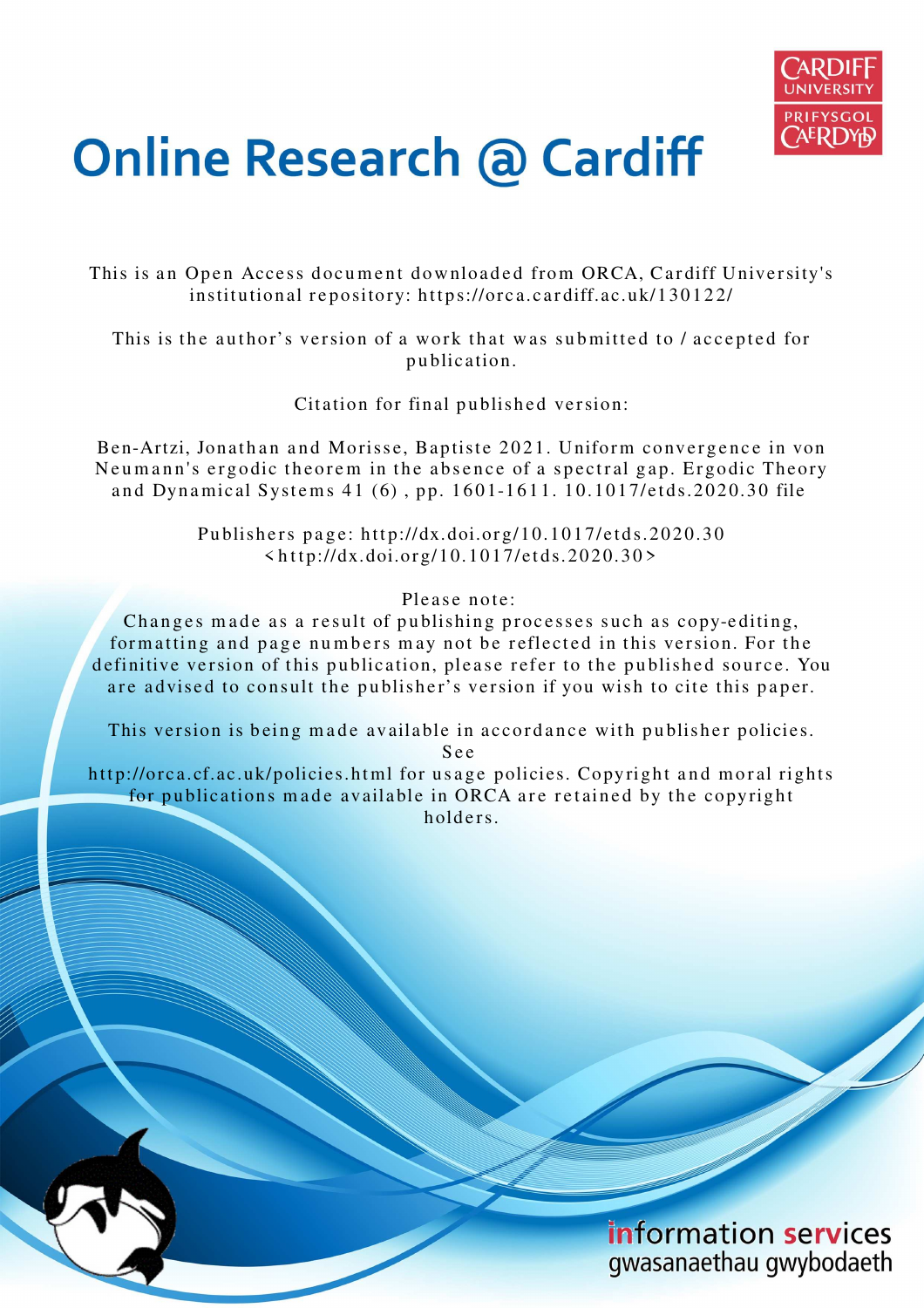# Online Research @ Cardiff

This is an Open Access document downloaded from ORCA, Cardiff University's institutional repository: https://orca.cardiff.ac.uk/130122/

This is the author's version of a work that was submitted to / accepted for publication.

Citation for final published version:

Ben-Artzi, Jonathan and Morisse, Baptiste 2021. Uniform convergence in von Neumann's ergodic theorem in the absence of a spectral gap. Ergodic Theory and Dynamical Systems 41 (6) , pp. 1601-1611. 10.1017/etds.2020.30 file

Publishers page: http://dx.doi.org/10.1017/etds.2020.30 <http://dx.doi.org/10.1017/etds.2020.30>

Please note:
Changes made as a result of publishing processes such as copy-editing, formatting and page numbers may not be reflected in this version. For the definitive version of this publication, please refer to the published source. You are advised to consult the publisher's version if you wish to cite this paper.

This version is being made available in accordance with publisher policies. See http://orca.cf.ac.uk/policies.html for usage policies. Copyright and moral rights for publications made available in ORCA are retained by the copyright holders.

information services
gwasanaethau gwybodaeth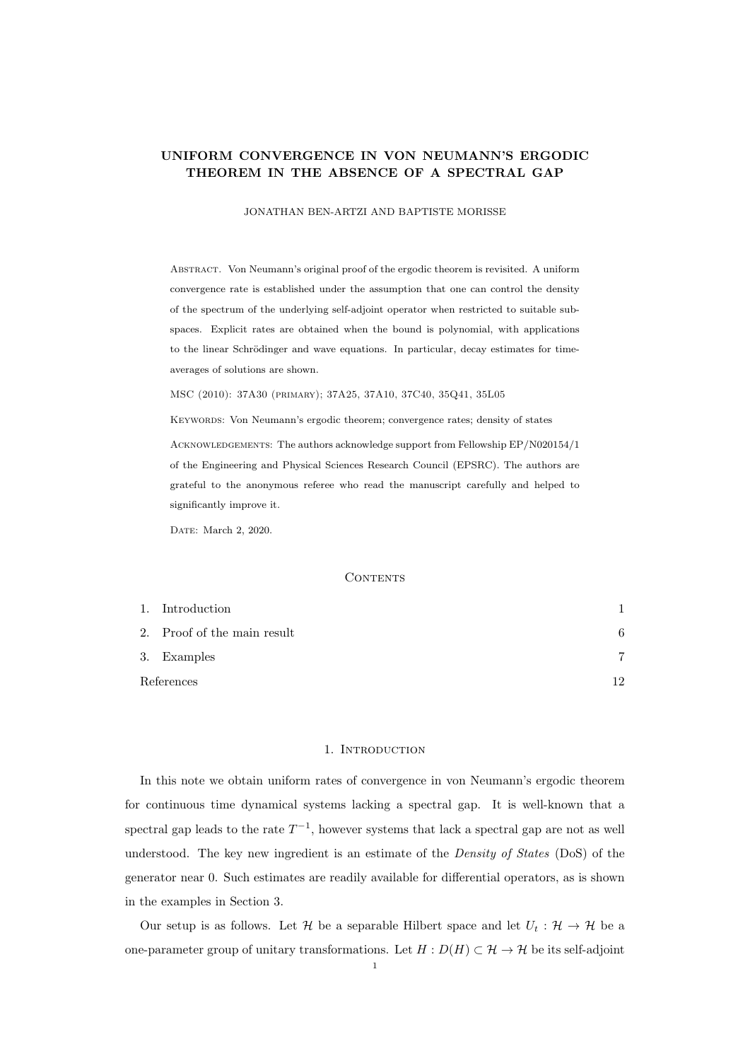# UNIFORM CONVERGENCE IN VON NEUMANN'S ERGODIC THEOREM IN THE ABSENCE OF A SPECTRAL GAP

JONATHAN BEN-ARTZI AND BAPTISTE MORISSE

ABSTRACT. Von Neumann's original proof of the ergodic theorem is revisited. A uniform convergence rate is established under the assumption that one can control the density of the spectrum of the underlying self-adjoint operator when restricted to suitable subspaces. Explicit rates are obtained when the bound is polynomial, with applications to the linear Schrödinger and wave equations. In particular, decay estimates for time-averages of solutions are shown.

MSC (2010): 37A30 (PRIMARY); 37A25, 37A10, 37C40, 35Q41, 35L05

KEYWORDS: Von Neumann's ergodic theorem; convergence rates; density of states

ACKNOWLEDGEMENTS: The authors acknowledge support from Fellowship EP/N020154/1 of the Engineering and Physical Sciences Research Council (EPSRC). The authors are grateful to the anonymous referee who read the manuscript carefully and helped to significantly improve it.

DATE: March 2, 2020.

CONTENTS

1. Introduction 1
2. Proof of the main result 6
3. Examples 7

References 12

## 1. INTRODUCTION

In this note we obtain uniform rates of convergence in von Neumann's ergodic theorem for continuous time dynamical systems lacking a spectral gap. It is well-known that a spectral gap leads to the rate $T^{-1}$, however systems that lack a spectral gap are not as well understood. The key new ingredient is an estimate of the *Density of States* (DoS) of the generator near 0. Such estimates are readily available for differential operators, as is shown in the examples in Section 3.

Our setup is as follows. Let $\mathcal{H}$ be a separable Hilbert space and let $U_t : \mathcal{H} \to \mathcal{H}$ be a one-parameter group of unitary transformations. Let $H : D(H) \subset \mathcal{H} \to \mathcal{H}$ be its self-adjoint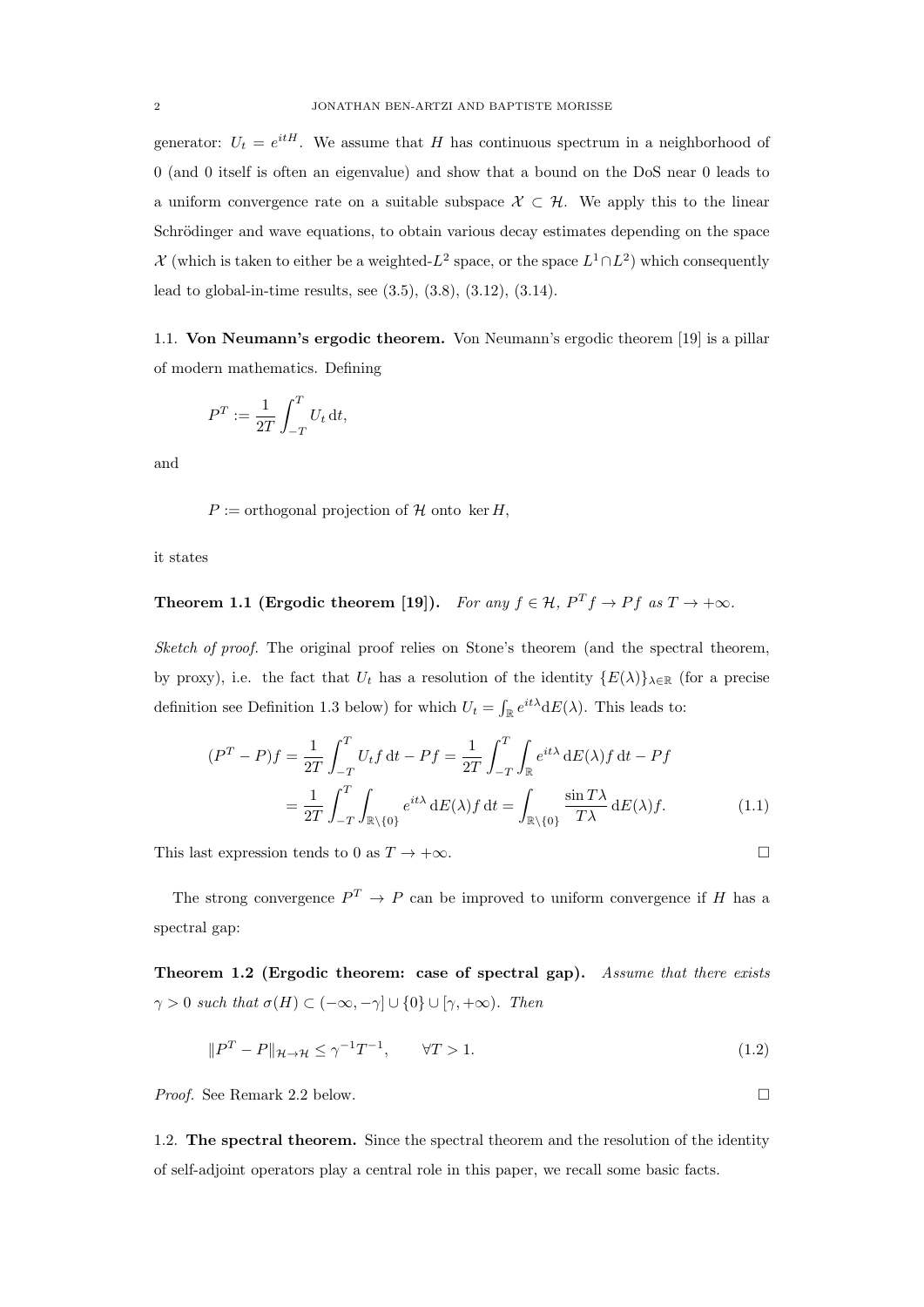generator: $U_t = e^{itH}$. We assume that $H$ has continuous spectrum in a neighborhood of 0 (and 0 itself is often an eigenvalue) and show that a bound on the DoS near 0 leads to a uniform convergence rate on a suitable subspace $\mathcal{X} \subset \mathcal{H}$. We apply this to the linear Schrödinger and wave equations, to obtain various decay estimates depending on the space $\mathcal{X}$ (which is taken to either be a weighted-$L^2$ space, or the space $L^1 \cap L^2$) which consequently lead to global-in-time results, see (3.5), (3.8), (3.12), (3.14).

### 1.1. Von Neumann's ergodic theorem.

Von Neumann's ergodic theorem [19] is a pillar of modern mathematics. Defining

$$P^T := \frac{1}{2T} \int_{-T}^{T} U_t \, \mathrm{d}t,$$

and

$$P := \text{orthogonal projection of } \mathcal{H} \text{ onto } \ker H,$$

it states

**Theorem 1.1 (Ergodic theorem [19]).** *For any $f \in \mathcal{H}$, $P^T f \to Pf$ as $T \to +\infty$.*

*Sketch of proof.* The original proof relies on Stone's theorem (and the spectral theorem, by proxy), i.e. the fact that $U_t$ has a resolution of the identity $\{E(\lambda)\}_{\lambda\in\mathbb{R}}$ (for a precise definition see Definition 1.3 below) for which $U_t = \int_{\mathbb{R}} e^{it\lambda} \mathrm{d}E(\lambda)$. This leads to:

$$\begin{aligned}
(P^T - P)f &= \frac{1}{2T} \int_{-T}^{T} U_t f \, \mathrm{d}t - Pf = \frac{1}{2T} \int_{-T}^{T} \int_{\mathbb{R}} e^{it\lambda} \, \mathrm{d}E(\lambda) f \, \mathrm{d}t - Pf \\
&= \frac{1}{2T} \int_{-T}^{T} \int_{\mathbb{R}\setminus\{0\}} e^{it\lambda} \, \mathrm{d}E(\lambda) f \, \mathrm{d}t = \int_{\mathbb{R}\setminus\{0\}} \frac{\sin T\lambda}{T\lambda} \, \mathrm{d}E(\lambda) f. \qquad (1.1)
\end{aligned}$$

This last expression tends to 0 as $T \to +\infty$. □

The strong convergence $P^T \to P$ can be improved to uniform convergence if $H$ has a spectral gap:

**Theorem 1.2 (Ergodic theorem: case of spectral gap).** *Assume that there exists $\gamma > 0$ such that $\sigma(H) \subset (-\infty, -\gamma] \cup \{0\} \cup [\gamma, +\infty)$. Then*

$$\|P^T - P\|_{\mathcal{H}\to\mathcal{H}} \leq \gamma^{-1} T^{-1}, \qquad \forall T > 1. \qquad (1.2)$$

*Proof.* See Remark 2.2 below. □

### 1.2. The spectral theorem.

Since the spectral theorem and the resolution of the identity of self-adjoint operators play a central role in this paper, we recall some basic facts.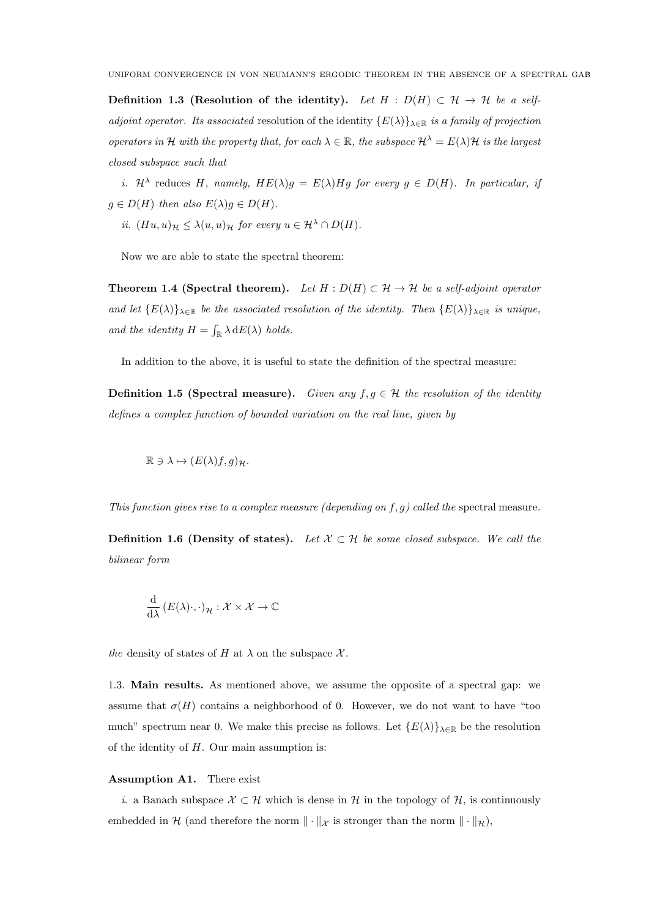**Definition 1.3 (Resolution of the identity).** *Let $H : D(H) \subset \mathcal{H} \to \mathcal{H}$ be a self-adjoint operator. Its associated* resolution of the identity *$\{E(\lambda)\}_{\lambda\in\mathbb{R}}$ is a family of projection operators in $\mathcal{H}$ with the property that, for each $\lambda \in \mathbb{R}$, the subspace $\mathcal{H}^\lambda = E(\lambda)\mathcal{H}$ is the largest closed subspace such that*

*i. $\mathcal{H}^\lambda$* reduces *$H$, namely, $HE(\lambda)g = E(\lambda)Hg$ for every $g \in D(H)$. In particular, if $g \in D(H)$ then also $E(\lambda)g \in D(H)$.*

*ii. $(Hu, u)_{\mathcal{H}} \leq \lambda(u, u)_{\mathcal{H}}$ for every $u \in \mathcal{H}^\lambda \cap D(H)$.*

Now we are able to state the spectral theorem:

**Theorem 1.4 (Spectral theorem).** *Let $H : D(H) \subset \mathcal{H} \to \mathcal{H}$ be a self-adjoint operator and let $\{E(\lambda)\}_{\lambda\in\mathbb{R}}$ be the associated resolution of the identity. Then $\{E(\lambda)\}_{\lambda\in\mathbb{R}}$ is unique, and the identity $H = \int_{\mathbb{R}} \lambda \, \mathrm{d}E(\lambda)$ holds.*

In addition to the above, it is useful to state the definition of the spectral measure:

**Definition 1.5 (Spectral measure).** *Given any $f, g \in \mathcal{H}$ the resolution of the identity defines a complex function of bounded variation on the real line, given by*

$$\mathbb{R} \ni \lambda \mapsto (E(\lambda)f, g)_{\mathcal{H}}.$$

*This function gives rise to a complex measure (depending on $f, g$) called the* spectral measure.

**Definition 1.6 (Density of states).** *Let $\mathcal{X} \subset \mathcal{H}$ be some closed subspace. We call the bilinear form*

$$\frac{\mathrm{d}}{\mathrm{d}\lambda}(E(\lambda)\cdot, \cdot)_{\mathcal{H}} : \mathcal{X} \times \mathcal{X} \to \mathbb{C}$$

*the* density of states of $H$ at $\lambda$ on the subspace $\mathcal{X}$.

1.3. **Main results.** As mentioned above, we assume the opposite of a spectral gap: we assume that $\sigma(H)$ contains a neighborhood of 0. However, we do not want to have "too much" spectrum near 0. We make this precise as follows. Let $\{E(\lambda)\}_{\lambda\in\mathbb{R}}$ be the resolution of the identity of $H$. Our main assumption is:

**Assumption A1.** There exist

*i.* a Banach subspace $\mathcal{X} \subset \mathcal{H}$ which is dense in $\mathcal{H}$ in the topology of $\mathcal{H}$, is continuously embedded in $\mathcal{H}$ (and therefore the norm $\|\cdot\|_{\mathcal{X}}$ is stronger than the norm $\|\cdot\|_{\mathcal{H}}$),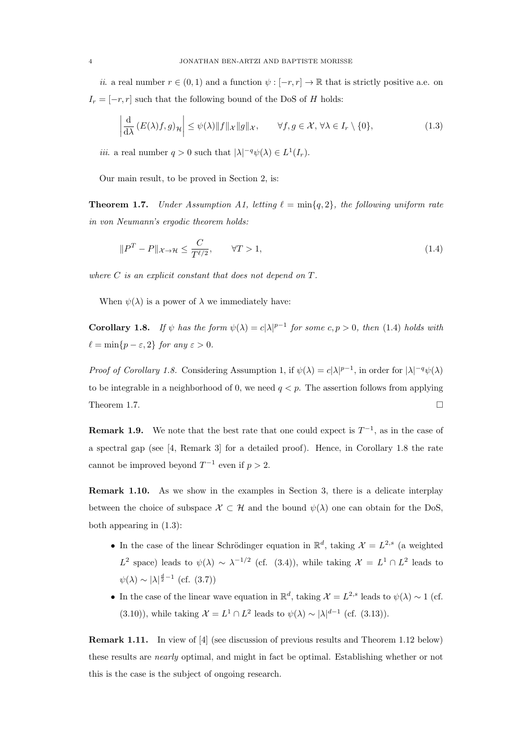*ii.* a real number $r \in (0,1)$ and a function $\psi : [-r,r] \to \mathbb{R}$ that is strictly positive a.e. on $I_r = [-r,r]$ such that the following bound of the DoS of $H$ holds:

$$\left| \frac{\mathrm{d}}{\mathrm{d}\lambda} \left(E(\lambda)f, g\right)_{\mathcal{H}} \right| \le \psi(\lambda) \|f\|_{\mathcal{X}} \|g\|_{\mathcal{X}}, \qquad \forall f, g \in \mathcal{X}, \, \forall \lambda \in I_r \setminus \{0\}, \tag{1.3}$$

*iii.* a real number $q > 0$ such that $|\lambda|^{-q}\psi(\lambda) \in L^1(I_r)$.

Our main result, to be proved in Section 2, is:

**Theorem 1.7.** *Under Assumption A1, letting $\ell = \min\{q, 2\}$, the following uniform rate in von Neumann's ergodic theorem holds:*

$$\|P^T - P\|_{\mathcal{X} \to \mathcal{H}} \le \frac{C}{T^{\ell/2}}, \qquad \forall T > 1, \tag{1.4}$$

*where $C$ is an explicit constant that does not depend on $T$.*

When $\psi(\lambda)$ is a power of $\lambda$ we immediately have:

**Corollary 1.8.** *If $\psi$ has the form $\psi(\lambda) = c|\lambda|^{p-1}$ for some $c, p > 0$, then (1.4) holds with $\ell = \min\{p - \varepsilon, 2\}$ for any $\varepsilon > 0$.*

*Proof of Corollary 1.8.* Considering Assumption 1, if $\psi(\lambda) = c|\lambda|^{p-1}$, in order for $|\lambda|^{-q}\psi(\lambda)$ to be integrable in a neighborhood of 0, we need $q < p$. The assertion follows from applying Theorem 1.7. □

**Remark 1.9.** We note that the best rate that one could expect is $T^{-1}$, as in the case of a spectral gap (see [4, Remark 3] for a detailed proof). Hence, in Corollary 1.8 the rate cannot be improved beyond $T^{-1}$ even if $p > 2$.

**Remark 1.10.** As we show in the examples in Section 3, there is a delicate interplay between the choice of subspace $\mathcal{X} \subset \mathcal{H}$ and the bound $\psi(\lambda)$ one can obtain for the DoS, both appearing in (1.3):

- In the case of the linear Schrödinger equation in $\mathbb{R}^d$, taking $\mathcal{X} = L^{2,s}$ (a weighted $L^2$ space) leads to $\psi(\lambda) \sim \lambda^{-1/2}$ (cf. (3.4)), while taking $\mathcal{X} = L^1 \cap L^2$ leads to $\psi(\lambda) \sim |\lambda|^{\frac{d}{2}-1}$ (cf. (3.7))
- In the case of the linear wave equation in $\mathbb{R}^d$, taking $\mathcal{X} = L^{2,s}$ leads to $\psi(\lambda) \sim 1$ (cf. (3.10)), while taking $\mathcal{X} = L^1 \cap L^2$ leads to $\psi(\lambda) \sim |\lambda|^{d-1}$ (cf. (3.13)).

**Remark 1.11.** In view of [4] (see discussion of previous results and Theorem 1.12 below) these results are *nearly* optimal, and might in fact be optimal. Establishing whether or not this is the case is the subject of ongoing research.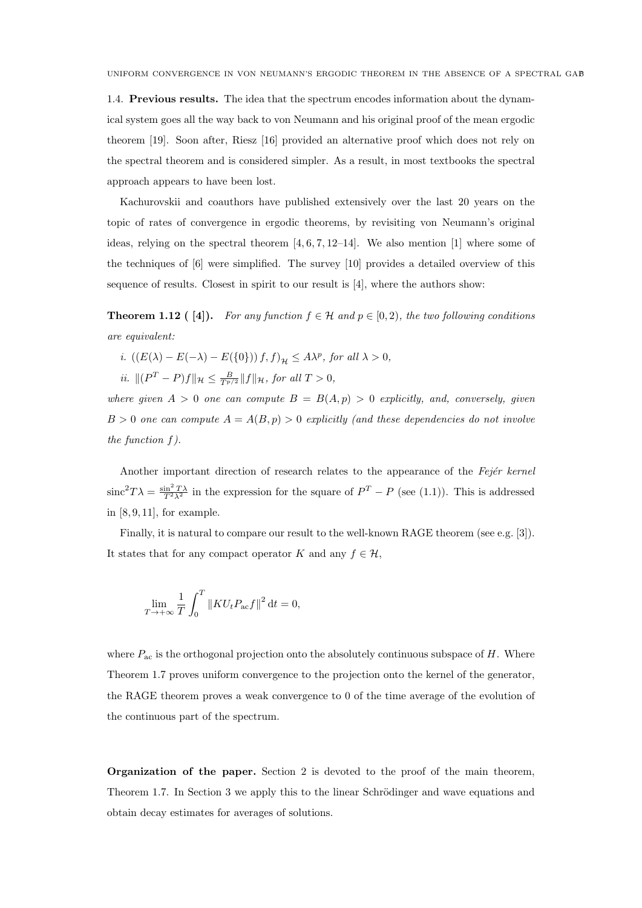### 1.4. **Previous results.**

The idea that the spectrum encodes information about the dynamical system goes all the way back to von Neumann and his original proof of the mean ergodic theorem [19]. Soon after, Riesz [16] provided an alternative proof which does not rely on the spectral theorem and is considered simpler. As a result, in most textbooks the spectral approach appears to have been lost.

Kachurovskii and coauthors have published extensively over the last 20 years on the topic of rates of convergence in ergodic theorems, by revisiting von Neumann's original ideas, relying on the spectral theorem [4, 6, 7, 12–14]. We also mention [1] where some of the techniques of [6] were simplified. The survey [10] provides a detailed overview of this sequence of results. Closest in spirit to our result is [4], where the authors show:

**Theorem 1.12 ( [4]).** *For any function $f \in \mathcal{H}$ and $p \in [0, 2)$, the two following conditions are equivalent:*

*i. $\left((E(\lambda) - E(-\lambda) - E(\{0\}))\, f, f\right)_{\mathcal{H}} \leq A\lambda^p$, for all $\lambda > 0$,*

*ii. $\|(P^T - P)f\|_{\mathcal{H}} \leq \frac{B}{T^{p/2}}\|f\|_{\mathcal{H}}$, for all $T > 0$,*

*where given $A > 0$ one can compute $B = B(A, p) > 0$ explicitly, and, conversely, given $B > 0$ one can compute $A = A(B, p) > 0$ explicitly (and these dependencies do not involve the function $f$).*

Another important direction of research relates to the appearance of the *Fejér kernel* $\operatorname{sinc}^2 T\lambda = \frac{\sin^2 T\lambda}{T^2\lambda^2}$ in the expression for the square of $P^T - P$ (see (1.1)). This is addressed in [8, 9, 11], for example.

Finally, it is natural to compare our result to the well-known RAGE theorem (see e.g. [3]). It states that for any compact operator $K$ and any $f \in \mathcal{H}$,

$$\lim_{T \to +\infty} \frac{1}{T} \int_0^T \|K U_t P_{\mathrm{ac}} f\|^2 \, \mathrm{d}t = 0,$$

where $P_{\mathrm{ac}}$ is the orthogonal projection onto the absolutely continuous subspace of $H$. Where Theorem 1.7 proves uniform convergence to the projection onto the kernel of the generator, the RAGE theorem proves a weak convergence to 0 of the time average of the evolution of the continuous part of the spectrum.

**Organization of the paper.** Section 2 is devoted to the proof of the main theorem, Theorem 1.7. In Section 3 we apply this to the linear Schrödinger and wave equations and obtain decay estimates for averages of solutions.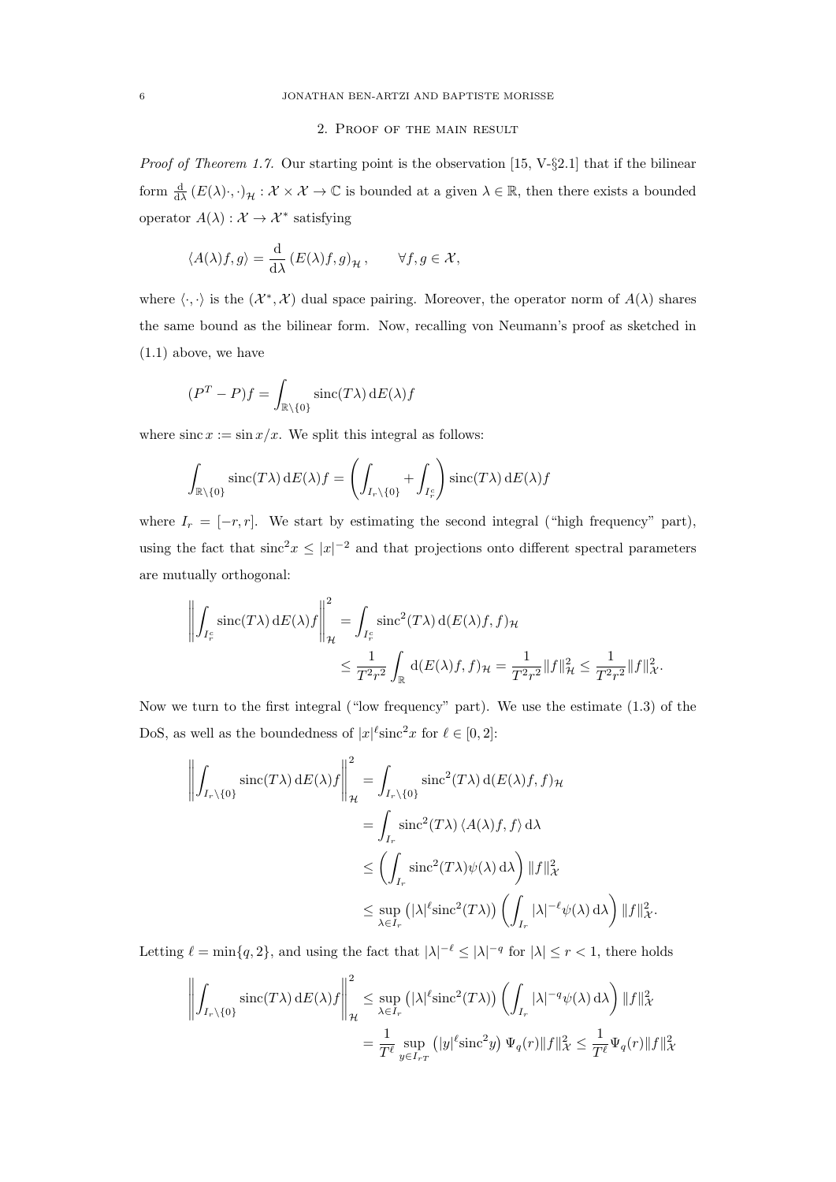## 2. Proof of the main result

*Proof of Theorem 1.7.* Our starting point is the observation [15, V-§2.1] that if the bilinear form $\frac{\mathrm{d}}{\mathrm{d}\lambda}\left(E(\lambda)\cdot,\cdot\right)_{\mathcal{H}} : \mathcal{X}\times\mathcal{X}\to\mathbb{C}$ is bounded at a given $\lambda\in\mathbb{R}$, then there exists a bounded operator $A(\lambda):\mathcal{X}\to\mathcal{X}^*$ satisfying

$$\langle A(\lambda)f,g\rangle = \frac{\mathrm{d}}{\mathrm{d}\lambda}\left(E(\lambda)f,g\right)_{\mathcal{H}}, \qquad \forall f,g\in\mathcal{X},$$

where $\langle\cdot,\cdot\rangle$ is the $(\mathcal{X}^*,\mathcal{X})$ dual space pairing. Moreover, the operator norm of $A(\lambda)$ shares the same bound as the bilinear form. Now, recalling von Neumann's proof as sketched in (1.1) above, we have

$$(P^T-P)f = \int_{\mathbb{R}\setminus\{0\}} \operatorname{sinc}(T\lambda)\,\mathrm{d}E(\lambda)f$$

where $\operatorname{sinc} x := \sin x/x$. We split this integral as follows:

$$\int_{\mathbb{R}\setminus\{0\}} \operatorname{sinc}(T\lambda)\,\mathrm{d}E(\lambda)f = \left(\int_{I_r\setminus\{0\}} + \int_{I_r^c}\right)\operatorname{sinc}(T\lambda)\,\mathrm{d}E(\lambda)f$$

where $I_r=[-r,r]$. We start by estimating the second integral ("high frequency" part), using the fact that $\operatorname{sinc}^2 x\le |x|^{-2}$ and that projections onto different spectral parameters are mutually orthogonal:

$$\begin{aligned}
\left\|\int_{I_r^c}\operatorname{sinc}(T\lambda)\,\mathrm{d}E(\lambda)f\right\|_{\mathcal{H}}^2 &= \int_{I_r^c}\operatorname{sinc}^2(T\lambda)\,\mathrm{d}(E(\lambda)f,f)_{\mathcal{H}}\\
&\le \frac{1}{T^2r^2}\int_{\mathbb{R}}\mathrm{d}(E(\lambda)f,f)_{\mathcal{H}} = \frac{1}{T^2r^2}\|f\|_{\mathcal{H}}^2 \le \frac{1}{T^2r^2}\|f\|_{\mathcal{X}}^2.
\end{aligned}$$

Now we turn to the first integral ("low frequency" part). We use the estimate (1.3) of the DoS, as well as the boundedness of $|x|^\ell\operatorname{sinc}^2 x$ for $\ell\in[0,2]$:

$$\begin{aligned}
\left\|\int_{I_r\setminus\{0\}}\operatorname{sinc}(T\lambda)\,\mathrm{d}E(\lambda)f\right\|_{\mathcal{H}}^2 &= \int_{I_r\setminus\{0\}}\operatorname{sinc}^2(T\lambda)\,\mathrm{d}(E(\lambda)f,f)_{\mathcal{H}}\\
&= \int_{I_r}\operatorname{sinc}^2(T\lambda)\,\langle A(\lambda)f,f\rangle\,\mathrm{d}\lambda\\
&\le \left(\int_{I_r}\operatorname{sinc}^2(T\lambda)\psi(\lambda)\,\mathrm{d}\lambda\right)\|f\|_{\mathcal{X}}^2\\
&\le \sup_{\lambda\in I_r}\left(|\lambda|^\ell\operatorname{sinc}^2(T\lambda)\right)\left(\int_{I_r}|\lambda|^{-\ell}\psi(\lambda)\,\mathrm{d}\lambda\right)\|f\|_{\mathcal{X}}^2.
\end{aligned}$$

Letting $\ell=\min\{q,2\}$, and using the fact that $|\lambda|^{-\ell}\le|\lambda|^{-q}$ for $|\lambda|\le r<1$, there holds

$$\begin{aligned}
\left\|\int_{I_r\setminus\{0\}}\operatorname{sinc}(T\lambda)\,\mathrm{d}E(\lambda)f\right\|_{\mathcal{H}}^2 &\le \sup_{\lambda\in I_r}\left(|\lambda|^\ell\operatorname{sinc}^2(T\lambda)\right)\left(\int_{I_r}|\lambda|^{-q}\psi(\lambda)\,\mathrm{d}\lambda\right)\|f\|_{\mathcal{X}}^2\\
&= \frac{1}{T^\ell}\sup_{y\in I_{rT}}\left(|y|^\ell\operatorname{sinc}^2 y\right)\Psi_q(r)\|f\|_{\mathcal{X}}^2 \le \frac{1}{T^\ell}\Psi_q(r)\|f\|_{\mathcal{X}}^2
\end{aligned}$$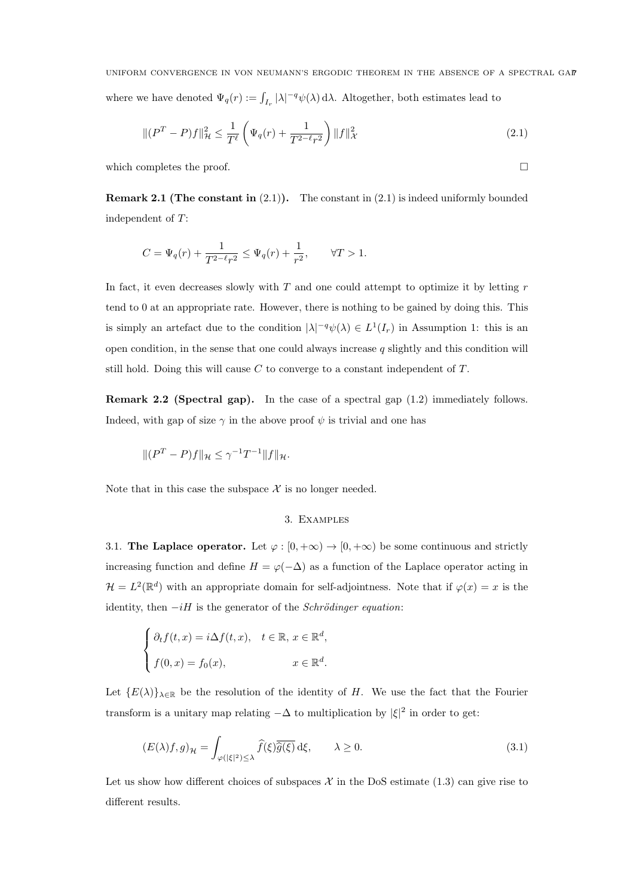where we have denoted $\Psi_q(r) := \int_{I_r} |\lambda|^{-q}\psi(\lambda)\,\mathrm{d}\lambda$. Altogether, both estimates lead to

$$\|(P^T - P)f\|_{\mathcal{H}}^2 \le \frac{1}{T^\ell}\left(\Psi_q(r) + \frac{1}{T^{2-\ell}r^2}\right)\|f\|_{\mathcal{X}}^2 \tag{2.1}$$

which completes the proof. $\square$

**Remark 2.1 (The constant in (2.1)).** The constant in (2.1) is indeed uniformly bounded independent of $T$:

$$C = \Psi_q(r) + \frac{1}{T^{2-\ell}r^2} \le \Psi_q(r) + \frac{1}{r^2}, \qquad \forall T > 1.$$

In fact, it even decreases slowly with $T$ and one could attempt to optimize it by letting $r$ tend to 0 at an appropriate rate. However, there is nothing to be gained by doing this. This is simply an artefact due to the condition $|\lambda|^{-q}\psi(\lambda) \in L^1(I_r)$ in Assumption 1: this is an open condition, in the sense that one could always increase $q$ slightly and this condition will still hold. Doing this will cause $C$ to converge to a constant independent of $T$.

**Remark 2.2 (Spectral gap).** In the case of a spectral gap (1.2) immediately follows. Indeed, with gap of size $\gamma$ in the above proof $\psi$ is trivial and one has

$$\|(P^T - P)f\|_{\mathcal{H}} \le \gamma^{-1}T^{-1}\|f\|_{\mathcal{H}}.$$

Note that in this case the subspace $\mathcal{X}$ is no longer needed.

## 3. Examples

### 3.1. The Laplace operator.

Let $\varphi : [0, +\infty) \to [0, +\infty)$ be some continuous and strictly increasing function and define $H = \varphi(-\Delta)$ as a function of the Laplace operator acting in $\mathcal{H} = L^2(\mathbb{R}^d)$ with an appropriate domain for self-adjointness. Note that if $\varphi(x) = x$ is the identity, then $-iH$ is the generator of the *Schrödinger equation*:

$$\begin{cases} \partial_t f(t,x) = i\Delta f(t,x), & t \in \mathbb{R},\, x \in \mathbb{R}^d, \\ f(0,x) = f_0(x), & x \in \mathbb{R}^d. \end{cases}$$

Let $\{E(\lambda)\}_{\lambda\in\mathbb{R}}$ be the resolution of the identity of $H$. We use the fact that the Fourier transform is a unitary map relating $-\Delta$ to multiplication by $|\xi|^2$ in order to get:

$$(E(\lambda)f, g)_{\mathcal{H}} = \int_{\varphi(|\xi|^2)\le\lambda} \widehat{f}(\xi)\overline{\widehat{g}(\xi)}\,\mathrm{d}\xi, \qquad \lambda \ge 0. \tag{3.1}$$

Let us show how different choices of subspaces $\mathcal{X}$ in the DoS estimate (1.3) can give rise to different results.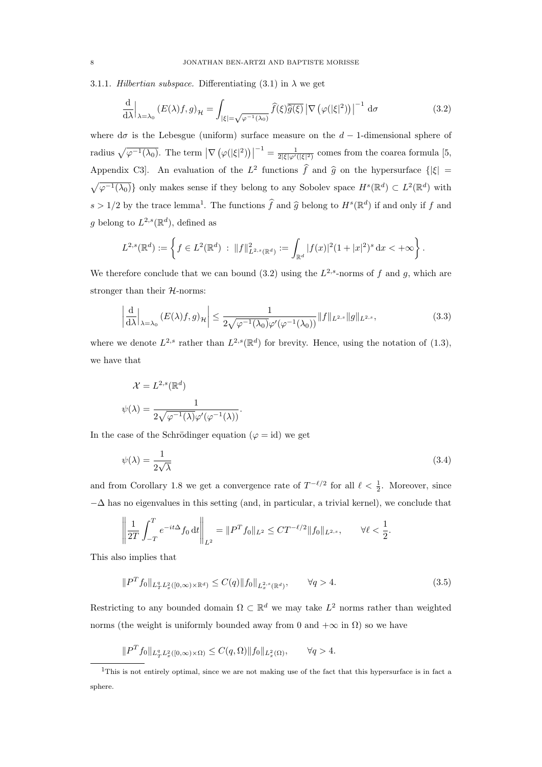3.1.1. *Hilbertian subspace.* Differentiating (3.1) in $\lambda$ we get

$$\frac{\mathrm{d}}{\mathrm{d}\lambda}\Big|_{\lambda=\lambda_0} (E(\lambda)f, g)_{\mathcal{H}} = \int_{|\xi|=\sqrt{\varphi^{-1}(\lambda_0)}} \widehat{f}(\xi)\overline{\widehat{g}(\xi)} \left|\nabla\left(\varphi(|\xi|^2)\right)\right|^{-1} \mathrm{d}\sigma \tag{3.2}$$

where $\mathrm{d}\sigma$ is the Lebesgue (uniform) surface measure on the $d-1$-dimensional sphere of radius $\sqrt{\varphi^{-1}(\lambda_0)}$. The term $\left|\nabla\left(\varphi(|\xi|^2)\right)\right|^{-1} = \frac{1}{2|\xi|\varphi'(|\xi|^2)}$ comes from the coarea formula [5, Appendix C3]. An evaluation of the $L^2$ functions $\widehat{f}$ and $\widehat{g}$ on the hypersurface $\{|\xi| = \sqrt{\varphi^{-1}(\lambda_0)}\}$ only makes sense if they belong to any Sobolev space $H^s(\mathbb{R}^d) \subset L^2(\mathbb{R}^d)$ with $s > 1/2$ by the trace lemma[1]. The functions $\widehat{f}$ and $\widehat{g}$ belong to $H^s(\mathbb{R}^d)$ if and only if $f$ and $g$ belong to $L^{2,s}(\mathbb{R}^d)$, defined as

$$L^{2,s}(\mathbb{R}^d) := \left\{ f \in L^2(\mathbb{R}^d) \ : \ \|f\|^2_{L^{2,s}(\mathbb{R}^d)} := \int_{\mathbb{R}^d} |f(x)|^2 (1+|x|^2)^s \, \mathrm{d}x < +\infty \right\}.$$

We therefore conclude that we can bound (3.2) using the $L^{2,s}$-norms of $f$ and $g$, which are stronger than their $\mathcal{H}$-norms:

$$\left|\frac{\mathrm{d}}{\mathrm{d}\lambda}\Big|_{\lambda=\lambda_0} (E(\lambda)f, g)_{\mathcal{H}}\right| \leq \frac{1}{2\sqrt{\varphi^{-1}(\lambda_0)}\varphi'(\varphi^{-1}(\lambda_0))} \|f\|_{L^{2,s}} \|g\|_{L^{2,s}}, \tag{3.3}$$

where we denote $L^{2,s}$ rather than $L^{2,s}(\mathbb{R}^d)$ for brevity. Hence, using the notation of (1.3), we have that

$$\mathcal{X} = L^{2,s}(\mathbb{R}^d)$$

$$\psi(\lambda) = \frac{1}{2\sqrt{\varphi^{-1}(\lambda)}\varphi'(\varphi^{-1}(\lambda))}.$$

In the case of the Schrödinger equation ($\varphi = \mathrm{id}$) we get

$$\psi(\lambda) = \frac{1}{2\sqrt{\lambda}} \tag{3.4}$$

and from Corollary 1.8 we get a convergence rate of $T^{-\ell/2}$ for all $\ell < \frac{1}{2}$. Moreover, since $-\Delta$ has no eigenvalues in this setting (and, in particular, a trivial kernel), we conclude that

$$\left\| \frac{1}{2T} \int_{-T}^{T} e^{-it\Delta} f_0 \, \mathrm{d}t \right\|_{L^2} = \|P^T f_0\|_{L^2} \leq C T^{-\ell/2} \|f_0\|_{L^{2,s}}, \qquad \forall \ell < \frac{1}{2}.$$

This also implies that

$$\|P^T f_0\|_{L^q_T L^2_x([0,\infty)\times\mathbb{R}^d)} \leq C(q) \|f_0\|_{L^{2,s}_x(\mathbb{R}^d)}, \qquad \forall q > 4. \tag{3.5}$$

Restricting to any bounded domain $\Omega \subset \mathbb{R}^d$ we may take $L^2$ norms rather than weighted norms (the weight is uniformly bounded away from 0 and $+\infty$ in $\Omega$) so we have

$$\|P^T f_0\|_{L^q_T L^2_x([0,\infty)\times\Omega)} \leq C(q, \Omega) \|f_0\|_{L^2_x(\Omega)}, \qquad \forall q > 4.$$

---

[1] This is not entirely optimal, since we are not making use of the fact that this hypersurface is in fact a sphere.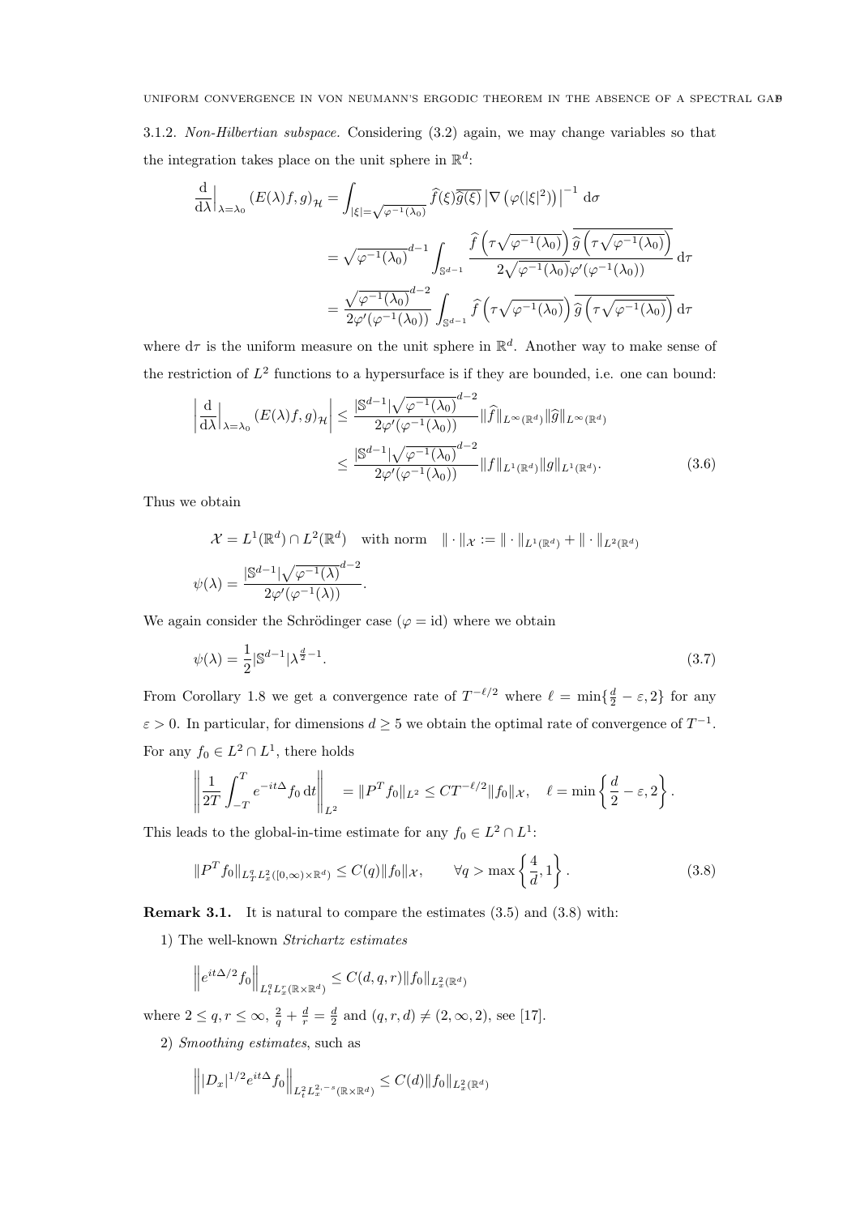3.1.2. *Non-Hilbertian subspace.* Considering (3.2) again, we may change variables so that the integration takes place on the unit sphere in $\mathbb{R}^d$:

$$
\begin{aligned}
\frac{\mathrm{d}}{\mathrm{d}\lambda}\Big|_{\lambda=\lambda_0} (E(\lambda)f,g)_{\mathcal{H}} &= \int_{|\xi|=\sqrt{\varphi^{-1}(\lambda_0)}} \widehat{f}(\xi)\overline{\widehat{g}(\xi)} \left|\nabla\left(\varphi(|\xi|^2)\right)\right|^{-1} \mathrm{d}\sigma \\
&= \sqrt{\varphi^{-1}(\lambda_0)}^{d-1} \int_{\mathbb{S}^{d-1}} \frac{\widehat{f}\left(\tau\sqrt{\varphi^{-1}(\lambda_0)}\right)\overline{\widehat{g}\left(\tau\sqrt{\varphi^{-1}(\lambda_0)}\right)}}{2\sqrt{\varphi^{-1}(\lambda_0)}\varphi'(\varphi^{-1}(\lambda_0))}\,\mathrm{d}\tau \\
&= \frac{\sqrt{\varphi^{-1}(\lambda_0)}^{d-2}}{2\varphi'(\varphi^{-1}(\lambda_0))} \int_{\mathbb{S}^{d-1}} \widehat{f}\left(\tau\sqrt{\varphi^{-1}(\lambda_0)}\right)\overline{\widehat{g}\left(\tau\sqrt{\varphi^{-1}(\lambda_0)}\right)}\,\mathrm{d}\tau
\end{aligned}
$$

where $\mathrm{d}\tau$ is the uniform measure on the unit sphere in $\mathbb{R}^d$. Another way to make sense of the restriction of $L^2$ functions to a hypersurface is if they are bounded, i.e. one can bound:

$$
\begin{aligned}
\left|\frac{\mathrm{d}}{\mathrm{d}\lambda}\Big|_{\lambda=\lambda_0} (E(\lambda)f,g)_{\mathcal{H}}\right| &\leq \frac{|\mathbb{S}^{d-1}|\sqrt{\varphi^{-1}(\lambda_0)}^{d-2}}{2\varphi'(\varphi^{-1}(\lambda_0))} \|\widehat{f}\|_{L^\infty(\mathbb{R}^d)}\|\widehat{g}\|_{L^\infty(\mathbb{R}^d)} \\
&\leq \frac{|\mathbb{S}^{d-1}|\sqrt{\varphi^{-1}(\lambda_0)}^{d-2}}{2\varphi'(\varphi^{-1}(\lambda_0))} \|f\|_{L^1(\mathbb{R}^d)}\|g\|_{L^1(\mathbb{R}^d)}. \qquad (3.6)
\end{aligned}
$$

Thus we obtain

$$
\begin{aligned}
&\mathcal{X} = L^1(\mathbb{R}^d) \cap L^2(\mathbb{R}^d) \quad \text{with norm} \quad \|\cdot\|_{\mathcal{X}} := \|\cdot\|_{L^1(\mathbb{R}^d)} + \|\cdot\|_{L^2(\mathbb{R}^d)} \\
&\psi(\lambda) = \frac{|\mathbb{S}^{d-1}|\sqrt{\varphi^{-1}(\lambda)}^{d-2}}{2\varphi'(\varphi^{-1}(\lambda))}.
\end{aligned}
$$

We again consider the Schrödinger case ($\varphi = \mathrm{id}$) where we obtain

$$
\psi(\lambda) = \frac{1}{2}|\mathbb{S}^{d-1}|\lambda^{\frac{d}{2}-1}. \qquad (3.7)
$$

From Corollary 1.8 we get a convergence rate of $T^{-\ell/2}$ where $\ell = \min\{\frac{d}{2} - \varepsilon, 2\}$ for any $\varepsilon > 0$. In particular, for dimensions $d \geq 5$ we obtain the optimal rate of convergence of $T^{-1}$. For any $f_0 \in L^2 \cap L^1$, there holds

$$
\left\|\frac{1}{2T}\int_{-T}^{T} e^{-it\Delta} f_0 \,\mathrm{d}t\right\|_{L^2} = \|P^T f_0\|_{L^2} \leq CT^{-\ell/2}\|f_0\|_{\mathcal{X}}, \quad \ell = \min\left\{\frac{d}{2} - \varepsilon, 2\right\}.
$$

This leads to the global-in-time estimate for any $f_0 \in L^2 \cap L^1$:

$$
\|P^T f_0\|_{L^q_T L^2_x([0,\infty)\times\mathbb{R}^d)} \leq C(q)\|f_0\|_{\mathcal{X}}, \qquad \forall q > \max\left\{\frac{4}{d}, 1\right\}. \qquad (3.8)
$$

**Remark 3.1.** It is natural to compare the estimates (3.5) and (3.8) with:

1) The well-known *Strichartz estimates*

$$
\left\|e^{it\Delta/2} f_0\right\|_{L^q_t L^r_x(\mathbb{R}\times\mathbb{R}^d)} \leq C(d,q,r)\|f_0\|_{L^2_x(\mathbb{R}^d)}
$$

where $2 \leq q, r \leq \infty$, $\frac{2}{q} + \frac{d}{r} = \frac{d}{2}$ and $(q,r,d) \neq (2,\infty,2)$, see [17].

2) *Smoothing estimates*, such as

$$
\left\||D_x|^{1/2} e^{it\Delta} f_0\right\|_{L^2_t L^{2,-s}_x(\mathbb{R}\times\mathbb{R}^d)} \leq C(d)\|f_0\|_{L^2_x(\mathbb{R}^d)}
$$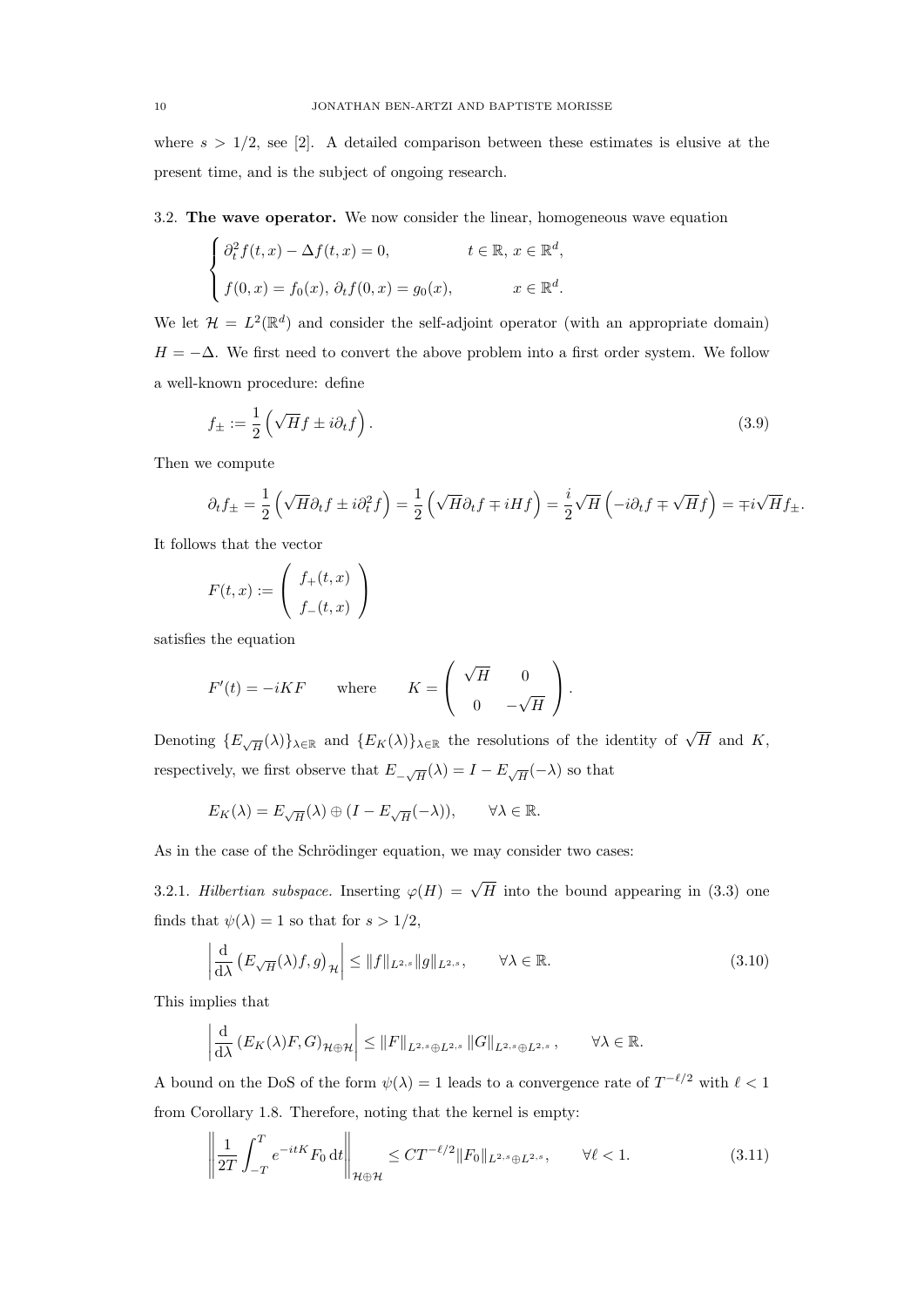where $s > 1/2$, see [2]. A detailed comparison between these estimates is elusive at the present time, and is the subject of ongoing research.

### 3.2. The wave operator.

We now consider the linear, homogeneous wave equation

$$\begin{cases} \partial_t^2 f(t,x) - \Delta f(t,x) = 0, & t \in \mathbb{R},\, x \in \mathbb{R}^d, \\ f(0,x) = f_0(x),\, \partial_t f(0,x) = g_0(x), & x \in \mathbb{R}^d. \end{cases}$$

We let $\mathcal{H} = L^2(\mathbb{R}^d)$ and consider the self-adjoint operator (with an appropriate domain) $H = -\Delta$. We first need to convert the above problem into a first order system. We follow a well-known procedure: define

$$f_\pm := \frac{1}{2}\left(\sqrt{H} f \pm i\partial_t f\right). \tag{3.9}$$

Then we compute

$$\partial_t f_\pm = \frac{1}{2}\left(\sqrt{H}\partial_t f \pm i\partial_t^2 f\right) = \frac{1}{2}\left(\sqrt{H}\partial_t f \mp iHf\right) = \frac{i}{2}\sqrt{H}\left(-i\partial_t f \mp \sqrt{H} f\right) = \mp i\sqrt{H} f_\pm.$$

It follows that the vector

$$F(t,x) := \begin{pmatrix} f_+(t,x) \\ f_-(t,x) \end{pmatrix}$$

satisfies the equation

$$F'(t) = -iKF \qquad \text{where} \qquad K = \begin{pmatrix} \sqrt{H} & 0 \\ 0 & -\sqrt{H} \end{pmatrix}.$$

Denoting $\{E_{\sqrt{H}}(\lambda)\}_{\lambda\in\mathbb{R}}$ and $\{E_K(\lambda)\}_{\lambda\in\mathbb{R}}$ the resolutions of the identity of $\sqrt{H}$ and $K$, respectively, we first observe that $E_{-\sqrt{H}}(\lambda) = I - E_{\sqrt{H}}(-\lambda)$ so that

$$E_K(\lambda) = E_{\sqrt{H}}(\lambda) \oplus (I - E_{\sqrt{H}}(-\lambda)), \qquad \forall \lambda \in \mathbb{R}.$$

As in the case of the Schrödinger equation, we may consider two cases:

#### 3.2.1. *Hilbertian subspace.*

Inserting $\varphi(H) = \sqrt{H}$ into the bound appearing in (3.3) one finds that $\psi(\lambda) = 1$ so that for $s > 1/2$,

$$\left| \frac{\mathrm{d}}{\mathrm{d}\lambda} \left(E_{\sqrt{H}}(\lambda) f, g\right)_{\mathcal{H}} \right| \le \|f\|_{L^{2,s}} \|g\|_{L^{2,s}}, \qquad \forall \lambda \in \mathbb{R}. \tag{3.10}$$

This implies that

$$\left| \frac{\mathrm{d}}{\mathrm{d}\lambda} \left(E_K(\lambda) F, G\right)_{\mathcal{H}\oplus\mathcal{H}} \right| \le \|F\|_{L^{2,s}\oplus L^{2,s}} \|G\|_{L^{2,s}\oplus L^{2,s}}, \qquad \forall \lambda \in \mathbb{R}.$$

A bound on the DoS of the form $\psi(\lambda) = 1$ leads to a convergence rate of $T^{-\ell/2}$ with $\ell < 1$ from Corollary 1.8. Therefore, noting that the kernel is empty:

$$\left\| \frac{1}{2T}\int_{-T}^{T} e^{-itK} F_0 \,\mathrm{d}t \right\|_{\mathcal{H}\oplus\mathcal{H}} \le CT^{-\ell/2} \|F_0\|_{L^{2,s}\oplus L^{2,s}}, \qquad \forall \ell < 1. \tag{3.11}$$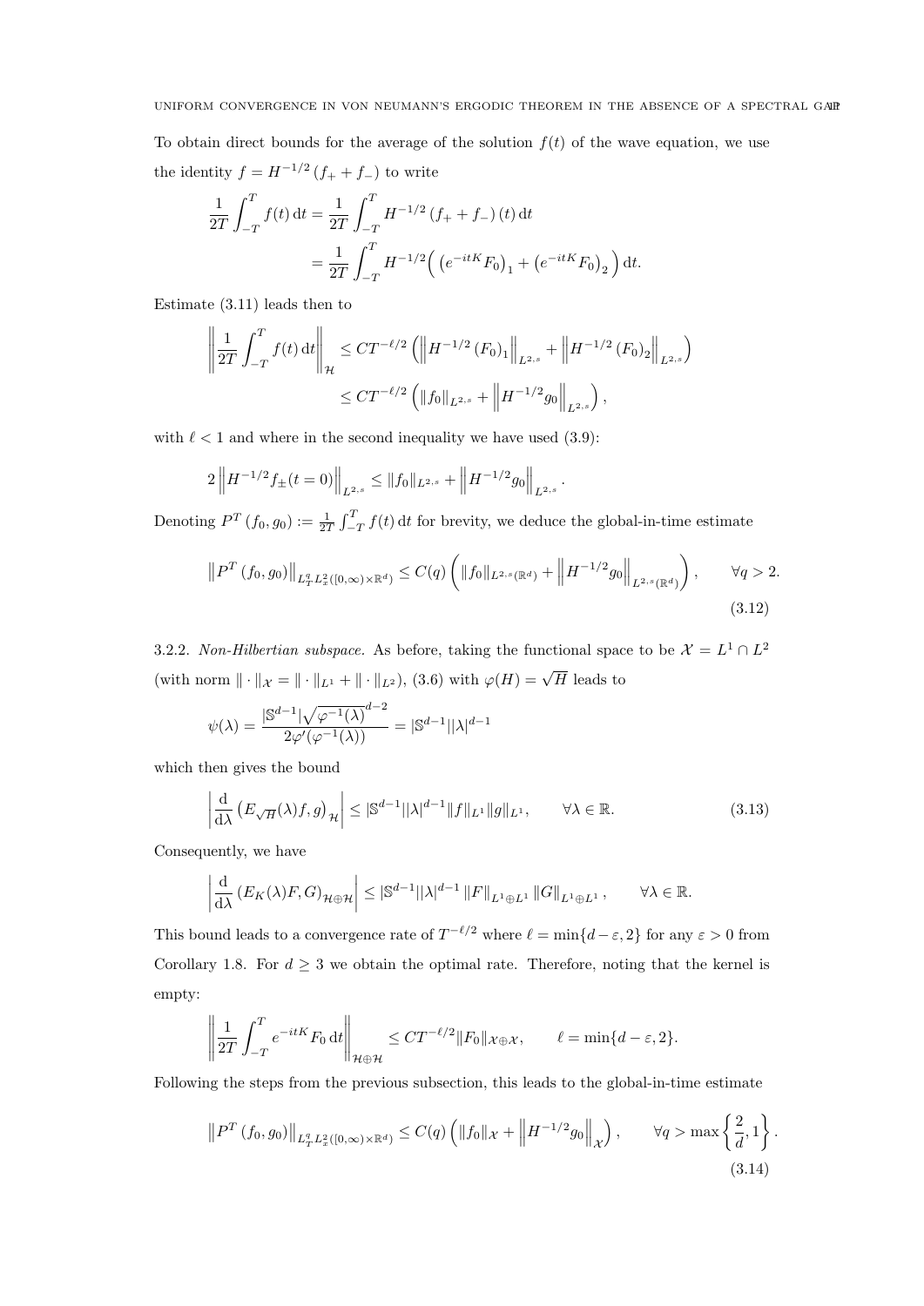To obtain direct bounds for the average of the solution $f(t)$ of the wave equation, we use the identity $f = H^{-1/2}(f_+ + f_-)$ to write

$$\begin{aligned}\frac{1}{2T}\int_{-T}^{T} f(t)\,\mathrm{d}t &= \frac{1}{2T}\int_{-T}^{T} H^{-1/2}(f_+ + f_-)(t)\,\mathrm{d}t \\ &= \frac{1}{2T}\int_{-T}^{T} H^{-1/2}\Big(\big(e^{-itK}F_0\big)_1 + \big(e^{-itK}F_0\big)_2\Big)\,\mathrm{d}t.\end{aligned}$$

Estimate (3.11) leads then to

$$\begin{aligned}\left\|\frac{1}{2T}\int_{-T}^{T} f(t)\,\mathrm{d}t\right\|_{\mathcal{H}} &\leq CT^{-\ell/2}\left(\left\|H^{-1/2}(F_0)_1\right\|_{L^{2,s}} + \left\|H^{-1/2}(F_0)_2\right\|_{L^{2,s}}\right) \\ &\leq CT^{-\ell/2}\left(\|f_0\|_{L^{2,s}} + \left\|H^{-1/2}g_0\right\|_{L^{2,s}}\right),\end{aligned}$$

with $\ell < 1$ and where in the second inequality we have used (3.9):

$$2\left\|H^{-1/2}f_{\pm}(t=0)\right\|_{L^{2,s}} \leq \|f_0\|_{L^{2,s}} + \left\|H^{-1/2}g_0\right\|_{L^{2,s}}.$$

Denoting $P^T(f_0, g_0) := \frac{1}{2T}\int_{-T}^{T} f(t)\,\mathrm{d}t$ for brevity, we deduce the global-in-time estimate

$$\left\|P^T(f_0, g_0)\right\|_{L^q_T L^2_x([0,\infty)\times\mathbb{R}^d)} \leq C(q)\left(\|f_0\|_{L^{2,s}(\mathbb{R}^d)} + \left\|H^{-1/2}g_0\right\|_{L^{2,s}(\mathbb{R}^d)}\right), \qquad \forall q > 2. \tag{3.12}$$

3.2.2. *Non-Hilbertian subspace.* As before, taking the functional space to be $\mathcal{X} = L^1 \cap L^2$ (with norm $\|\cdot\|_{\mathcal{X}} = \|\cdot\|_{L^1} + \|\cdot\|_{L^2}$), (3.6) with $\varphi(H) = \sqrt{H}$ leads to

$$\psi(\lambda) = \frac{|\mathbb{S}^{d-1}|\sqrt{\varphi^{-1}(\lambda)}^{d-2}}{2\varphi'(\varphi^{-1}(\lambda))} = |\mathbb{S}^{d-1}||\lambda|^{d-1}$$

which then gives the bound

$$\left|\frac{\mathrm{d}}{\mathrm{d}\lambda}\left(E_{\sqrt{H}}(\lambda)f, g\right)_{\mathcal{H}}\right| \leq |\mathbb{S}^{d-1}||\lambda|^{d-1}\|f\|_{L^1}\|g\|_{L^1}, \qquad \forall \lambda \in \mathbb{R}. \tag{3.13}$$

Consequently, we have

$$\left|\frac{\mathrm{d}}{\mathrm{d}\lambda}\left(E_K(\lambda)F, G\right)_{\mathcal{H}\oplus\mathcal{H}}\right| \leq |\mathbb{S}^{d-1}||\lambda|^{d-1}\|F\|_{L^1\oplus L^1}\|G\|_{L^1\oplus L^1}, \qquad \forall \lambda \in \mathbb{R}.$$

This bound leads to a convergence rate of $T^{-\ell/2}$ where $\ell = \min\{d-\varepsilon, 2\}$ for any $\varepsilon > 0$ from Corollary 1.8. For $d \geq 3$ we obtain the optimal rate. Therefore, noting that the kernel is empty:

$$\left\|\frac{1}{2T}\int_{-T}^{T} e^{-itK}F_0\,\mathrm{d}t\right\|_{\mathcal{H}\oplus\mathcal{H}} \leq CT^{-\ell/2}\|F_0\|_{\mathcal{X}\oplus\mathcal{X}}, \qquad \ell = \min\{d-\varepsilon, 2\}.$$

Following the steps from the previous subsection, this leads to the global-in-time estimate

$$\left\|P^T(f_0, g_0)\right\|_{L^q_T L^2_x([0,\infty)\times\mathbb{R}^d)} \leq C(q)\left(\|f_0\|_{\mathcal{X}} + \left\|H^{-1/2}g_0\right\|_{\mathcal{X}}\right), \qquad \forall q > \max\left\{\frac{2}{d}, 1\right\}. \tag{3.14}$$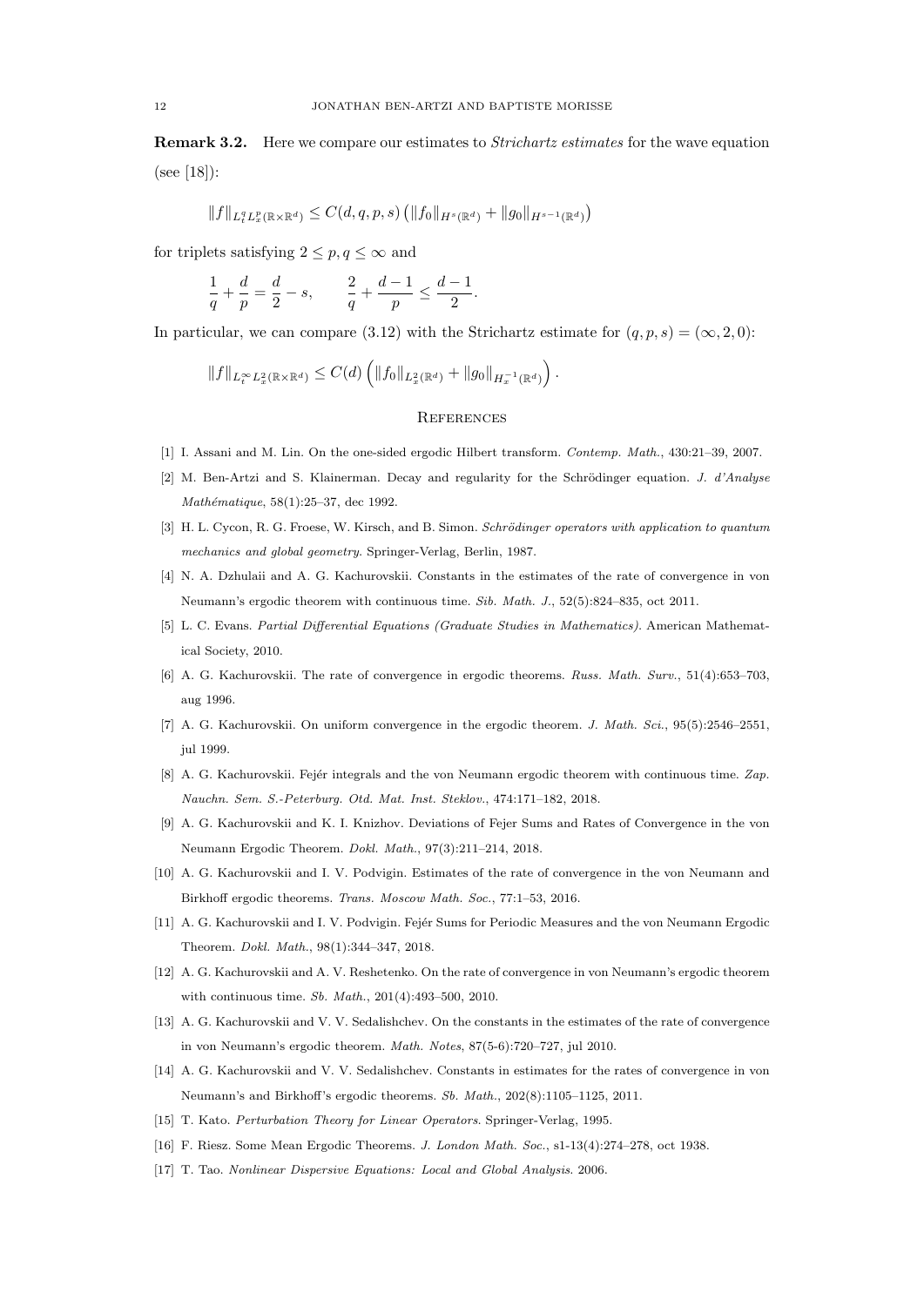**Remark 3.2.** Here we compare our estimates to *Strichartz estimates* for the wave equation (see [18]):

$$\|f\|_{L^q_t L^p_x(\mathbb{R}\times\mathbb{R}^d)} \leq C(d,q,p,s)\left(\|f_0\|_{H^s(\mathbb{R}^d)} + \|g_0\|_{H^{s-1}(\mathbb{R}^d)}\right)$$

for triplets satisfying $2 \leq p, q \leq \infty$ and

$$\frac{1}{q} + \frac{d}{p} = \frac{d}{2} - s, \qquad \frac{2}{q} + \frac{d-1}{p} \leq \frac{d-1}{2}.$$

In particular, we can compare (3.12) with the Strichartz estimate for $(q,p,s) = (\infty, 2, 0)$:

$$\|f\|_{L^\infty_t L^2_x(\mathbb{R}\times\mathbb{R}^d)} \leq C(d)\left(\|f_0\|_{L^2_x(\mathbb{R}^d)} + \|g_0\|_{H^{-1}_x(\mathbb{R}^d)}\right).$$

## References

[1] I. Assani and M. Lin. On the one-sided ergodic Hilbert transform. *Contemp. Math.*, 430:21–39, 2007.

[2] M. Ben-Artzi and S. Klainerman. Decay and regularity for the Schrödinger equation. *J. d'Analyse Mathématique*, 58(1):25–37, dec 1992.

[3] H. L. Cycon, R. G. Froese, W. Kirsch, and B. Simon. *Schrödinger operators with application to quantum mechanics and global geometry*. Springer-Verlag, Berlin, 1987.

[4] N. A. Dzhulaii and A. G. Kachurovskii. Constants in the estimates of the rate of convergence in von Neumann's ergodic theorem with continuous time. *Sib. Math. J.*, 52(5):824–835, oct 2011.

[5] L. C. Evans. *Partial Differential Equations (Graduate Studies in Mathematics)*. American Mathematical Society, 2010.

[6] A. G. Kachurovskii. The rate of convergence in ergodic theorems. *Russ. Math. Surv.*, 51(4):653–703, aug 1996.

[7] A. G. Kachurovskii. On uniform convergence in the ergodic theorem. *J. Math. Sci.*, 95(5):2546–2551, jul 1999.

[8] A. G. Kachurovskii. Fejér integrals and the von Neumann ergodic theorem with continuous time. *Zap. Nauchn. Sem. S.-Peterburg. Otd. Mat. Inst. Steklov.*, 474:171–182, 2018.

[9] A. G. Kachurovskii and K. I. Knizhov. Deviations of Fejer Sums and Rates of Convergence in the von Neumann Ergodic Theorem. *Dokl. Math.*, 97(3):211–214, 2018.

[10] A. G. Kachurovskii and I. V. Podvigin. Estimates of the rate of convergence in the von Neumann and Birkhoff ergodic theorems. *Trans. Moscow Math. Soc.*, 77:1–53, 2016.

[11] A. G. Kachurovskii and I. V. Podvigin. Fejér Sums for Periodic Measures and the von Neumann Ergodic Theorem. *Dokl. Math.*, 98(1):344–347, 2018.

[12] A. G. Kachurovskii and A. V. Reshetenko. On the rate of convergence in von Neumann's ergodic theorem with continuous time. *Sb. Math.*, 201(4):493–500, 2010.

[13] A. G. Kachurovskii and V. V. Sedalishchev. On the constants in the estimates of the rate of convergence in von Neumann's ergodic theorem. *Math. Notes*, 87(5-6):720–727, jul 2010.

[14] A. G. Kachurovskii and V. V. Sedalishchev. Constants in estimates for the rates of convergence in von Neumann's and Birkhoff's ergodic theorems. *Sb. Math.*, 202(8):1105–1125, 2011.

[15] T. Kato. *Perturbation Theory for Linear Operators*. Springer-Verlag, 1995.

[16] F. Riesz. Some Mean Ergodic Theorems. *J. London Math. Soc.*, s1-13(4):274–278, oct 1938.

[17] T. Tao. *Nonlinear Dispersive Equations: Local and Global Analysis*. 2006.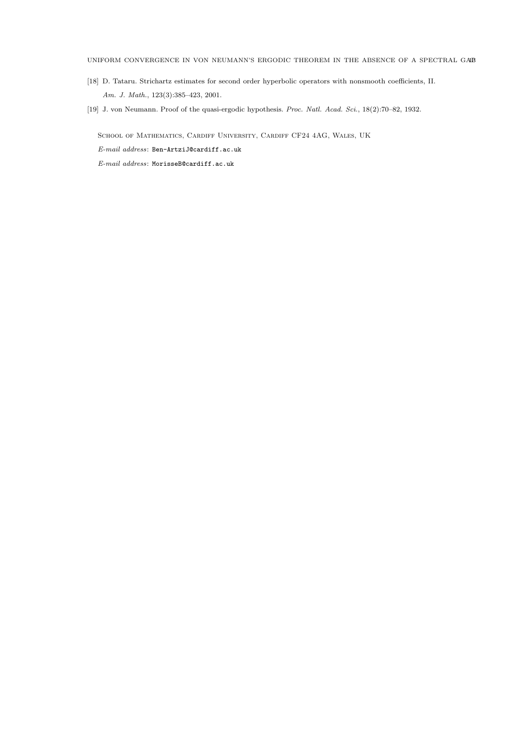[18] D. Tataru. Strichartz estimates for second order hyperbolic operators with nonsmooth coefficients, II. *Am. J. Math.*, 123(3):385–423, 2001.

[19] J. von Neumann. Proof of the quasi-ergodic hypothesis. *Proc. Natl. Acad. Sci.*, 18(2):70–82, 1932.

School of Mathematics, Cardiff University, Cardiff CF24 4AG, Wales, UK

*E-mail address*: Ben-ArtziJ@cardiff.ac.uk

*E-mail address*: MorisseB@cardiff.ac.uk